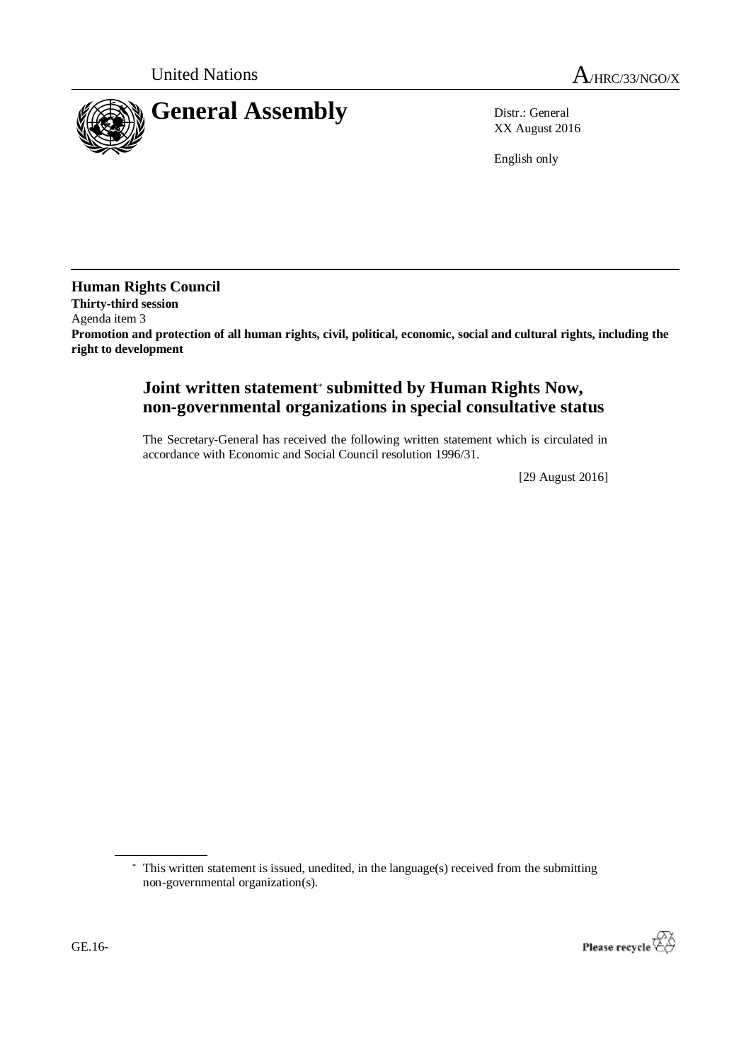United Nations

A/HRC/33/NGO/X

# General Assembly

Distr.: General
XX August 2016

English only

**Human Rights Council**
**Thirty-third session**
Agenda item 3
**Promotion and protection of all human rights, civil, political, economic, social and cultural rights, including the right to development**

## Joint written statement* submitted by Human Rights Now, non-governmental organizations in special consultative status

The Secretary-General has received the following written statement which is circulated in accordance with Economic and Social Council resolution 1996/31.

[29 August 2016]

* This written statement is issued, unedited, in the language(s) received from the submitting non-governmental organization(s).

GE.16-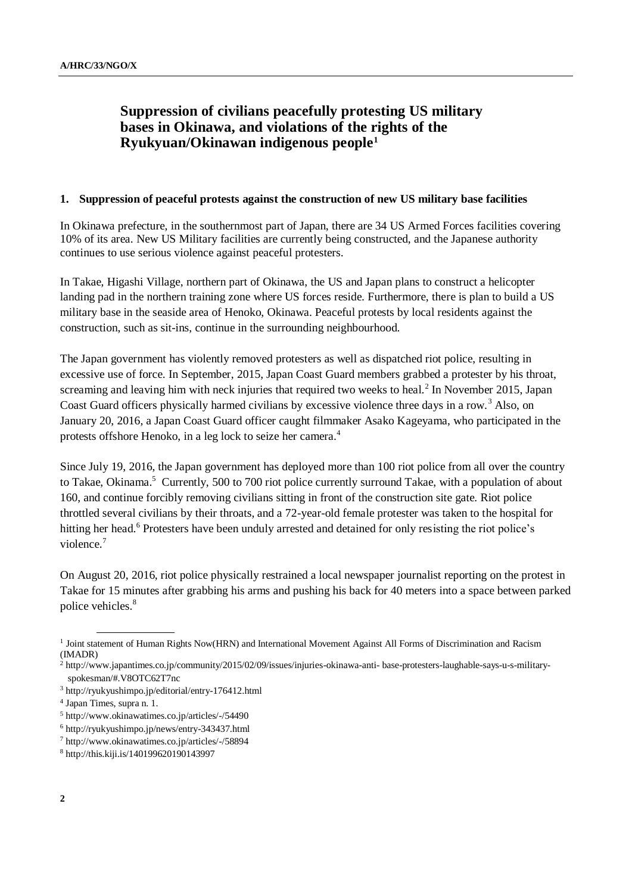## Suppression of civilians peacefully protesting US military bases in Okinawa, and violations of the rights of the Ryukyuan/Okinawan indigenous people[1]

### 1. Suppression of peaceful protests against the construction of new US military base facilities

In Okinawa prefecture, in the southernmost part of Japan, there are 34 US Armed Forces facilities covering 10% of its area. New US Military facilities are currently being constructed, and the Japanese authority continues to use serious violence against peaceful protesters.

In Takae, Higashi Village, northern part of Okinawa, the US and Japan plans to construct a helicopter landing pad in the northern training zone where US forces reside. Furthermore, there is plan to build a US military base in the seaside area of Henoko, Okinawa. Peaceful protests by local residents against the construction, such as sit-ins, continue in the surrounding neighbourhood.

The Japan government has violently removed protesters as well as dispatched riot police, resulting in excessive use of force. In September, 2015, Japan Coast Guard members grabbed a protester by his throat, screaming and leaving him with neck injuries that required two weeks to heal.[2] In November 2015, Japan Coast Guard officers physically harmed civilians by excessive violence three days in a row.[3] Also, on January 20, 2016, a Japan Coast Guard officer caught filmmaker Asako Kageyama, who participated in the protests offshore Henoko, in a leg lock to seize her camera.[4]

Since July 19, 2016, the Japan government has deployed more than 100 riot police from all over the country to Takae, Okinama.[5] Currently, 500 to 700 riot police currently surround Takae, with a population of about 160, and continue forcibly removing civilians sitting in front of the construction site gate. Riot police throttled several civilians by their throats, and a 72-year-old female protester was taken to the hospital for hitting her head.[6] Protesters have been unduly arrested and detained for only resisting the riot police's violence.[7]

On August 20, 2016, riot police physically restrained a local newspaper journalist reporting on the protest in Takae for 15 minutes after grabbing his arms and pushing his back for 40 meters into a space between parked police vehicles.[8]

---

[1] Joint statement of Human Rights Now(HRN) and International Movement Against All Forms of Discrimination and Racism (IMADR)

[2] http://www.japantimes.co.jp/community/2015/02/09/issues/injuries-okinawa-anti- base-protesters-laughable-says-u-s-military-spokesman/#.V8OTC62T7nc

[3] http://ryukyushimpo.jp/editorial/entry-176412.html

[4] Japan Times, supra n. 1.

[5] http://www.okinawatimes.co.jp/articles/-/54490

[6] http://ryukyushimpo.jp/news/entry-343437.html

[7] http://www.okinawatimes.co.jp/articles/-/58894

[8] http://this.kiji.is/140199620190143997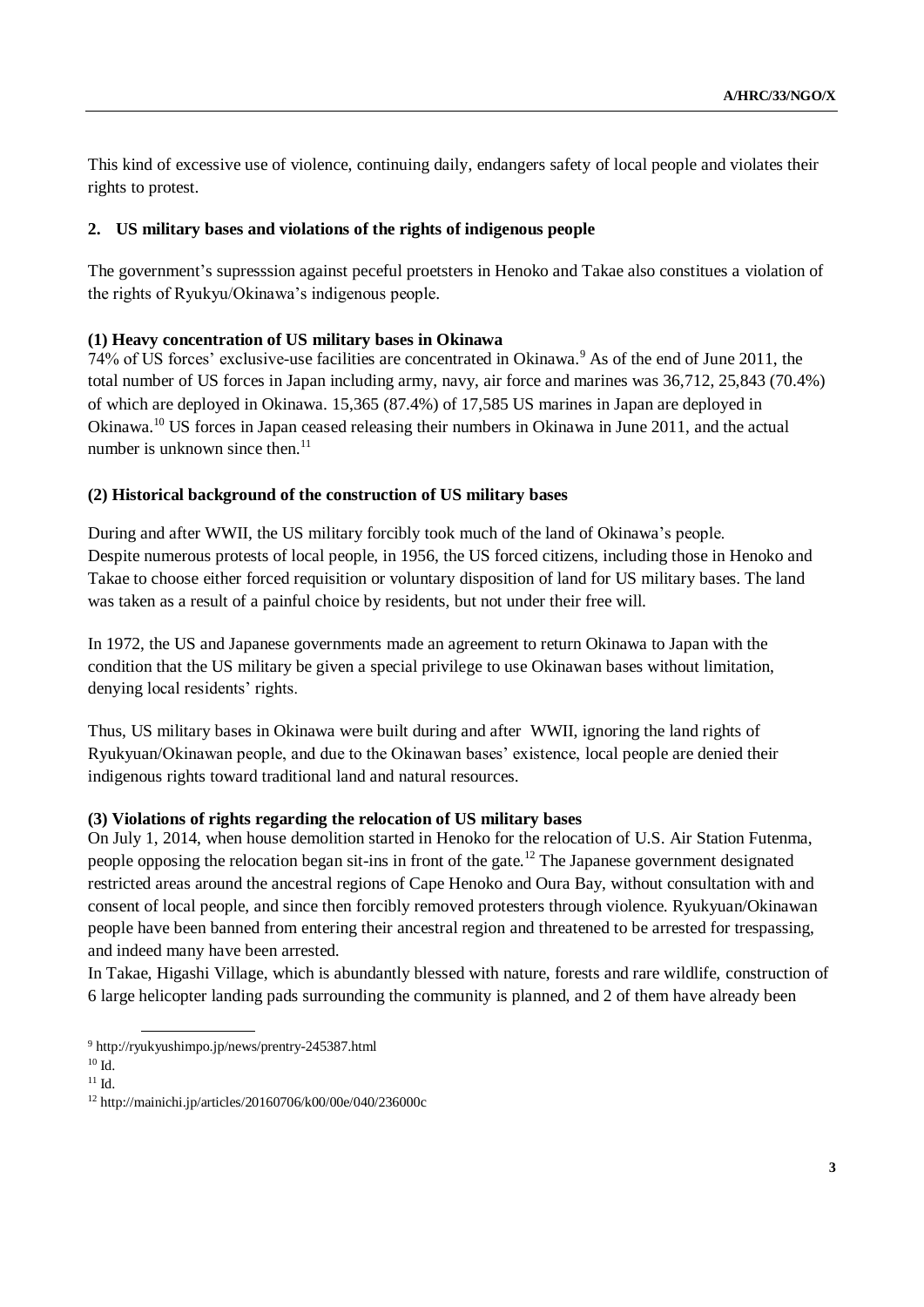This kind of excessive use of violence, continuing daily, endangers safety of local people and violates their rights to protest.

## 2. US military bases and violations of the rights of indigenous people

The government's supresssion against peceful proetsters in Henoko and Takae also constitues a violation of the rights of Ryukyu/Okinawa's indigenous people.

### (1) Heavy concentration of US military bases in Okinawa

74% of US forces' exclusive-use facilities are concentrated in Okinawa.[9] As of the end of June 2011, the total number of US forces in Japan including army, navy, air force and marines was 36,712, 25,843 (70.4%) of which are deployed in Okinawa. 15,365 (87.4%) of 17,585 US marines in Japan are deployed in Okinawa.[10] US forces in Japan ceased releasing their numbers in Okinawa in June 2011, and the actual number is unknown since then.[11]

### (2) Historical background of the construction of US military bases

During and after WWII, the US military forcibly took much of the land of Okinawa's people.
Despite numerous protests of local people, in 1956, the US forced citizens, including those in Henoko and Takae to choose either forced requisition or voluntary disposition of land for US military bases. The land was taken as a result of a painful choice by residents, but not under their free will.

In 1972, the US and Japanese governments made an agreement to return Okinawa to Japan with the condition that the US military be given a special privilege to use Okinawan bases without limitation, denying local residents' rights.

Thus, US military bases in Okinawa were built during and after WWII, ignoring the land rights of Ryukyuan/Okinawan people, and due to the Okinawan bases' existence, local people are denied their indigenous rights toward traditional land and natural resources.

### (3) Violations of rights regarding the relocation of US military bases

On July 1, 2014, when house demolition started in Henoko for the relocation of U.S. Air Station Futenma, people opposing the relocation began sit-ins in front of the gate.[12] The Japanese government designated restricted areas around the ancestral regions of Cape Henoko and Oura Bay, without consultation with and consent of local people, and since then forcibly removed protesters through violence. Ryukyuan/Okinawan people have been banned from entering their ancestral region and threatened to be arrested for trespassing, and indeed many have been arrested.
In Takae, Higashi Village, which is abundantly blessed with nature, forests and rare wildlife, construction of 6 large helicopter landing pads surrounding the community is planned, and 2 of them have already been

---

[9] http://ryukyushimpo.jp/news/prentry-245387.html

[10] Id.

[11] Id.

[12] http://mainichi.jp/articles/20160706/k00/00e/040/236000c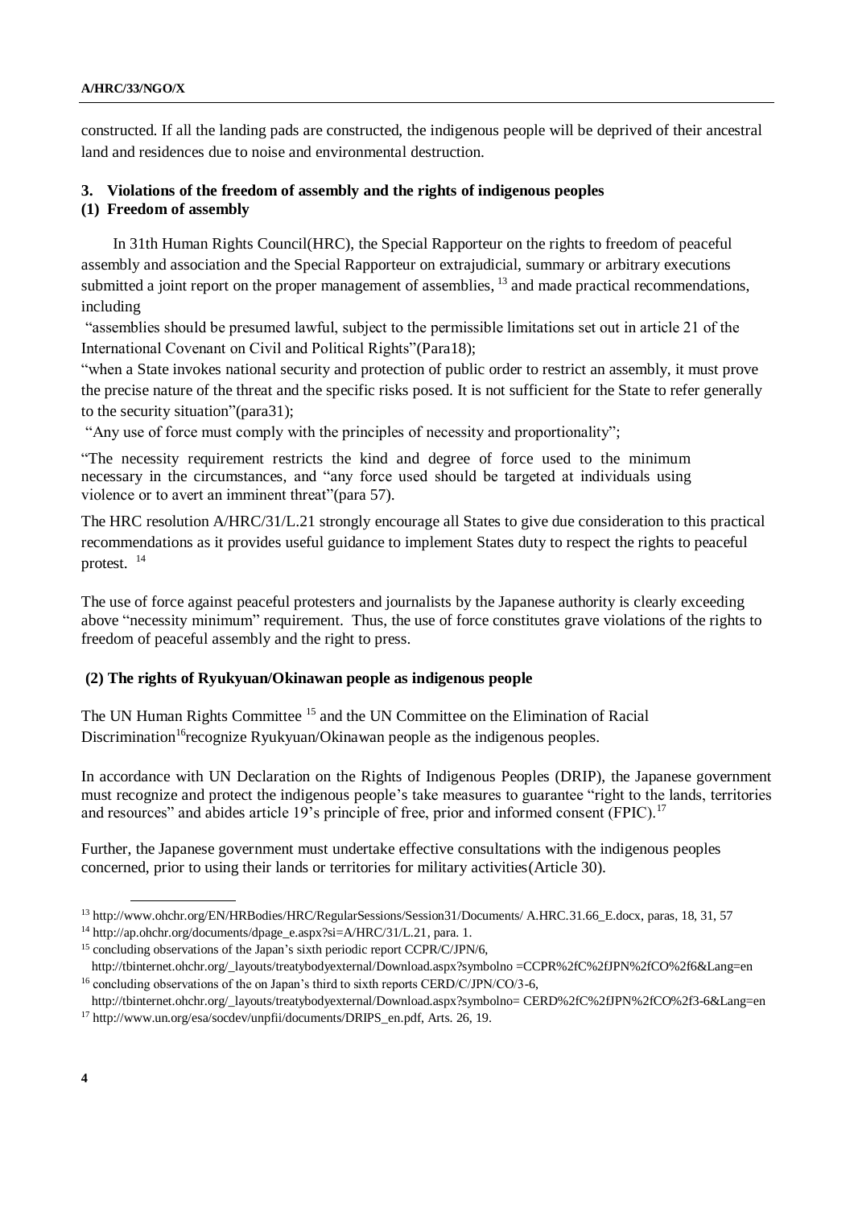constructed. If all the landing pads are constructed, the indigenous people will be deprived of their ancestral land and residences due to noise and environmental destruction.

### 3. Violations of the freedom of assembly and the rights of indigenous peoples

#### (1) Freedom of assembly

In 31th Human Rights Council(HRC), the Special Rapporteur on the rights to freedom of peaceful assembly and association and the Special Rapporteur on extrajudicial, summary or arbitrary executions submitted a joint report on the proper management of assemblies, [13] and made practical recommendations, including

"assemblies should be presumed lawful, subject to the permissible limitations set out in article 21 of the International Covenant on Civil and Political Rights"(Para18);

"when a State invokes national security and protection of public order to restrict an assembly, it must prove the precise nature of the threat and the specific risks posed. It is not sufficient for the State to refer generally to the security situation"(para31);

"Any use of force must comply with the principles of necessity and proportionality";

"The necessity requirement restricts the kind and degree of force used to the minimum necessary in the circumstances, and "any force used should be targeted at individuals using violence or to avert an imminent threat"(para 57).

The HRC resolution A/HRC/31/L.21 strongly encourage all States to give due consideration to this practical recommendations as it provides useful guidance to implement States duty to respect the rights to peaceful protest. [14]

The use of force against peaceful protesters and journalists by the Japanese authority is clearly exceeding above "necessity minimum" requirement. Thus, the use of force constitutes grave violations of the rights to freedom of peaceful assembly and the right to press.

#### (2) The rights of Ryukyuan/Okinawan people as indigenous people

The UN Human Rights Committee [15] and the UN Committee on the Elimination of Racial Discrimination[16]recognize Ryukyuan/Okinawan people as the indigenous peoples.

In accordance with UN Declaration on the Rights of Indigenous Peoples (DRIP), the Japanese government must recognize and protect the indigenous people's take measures to guarantee "right to the lands, territories and resources" and abides article 19's principle of free, prior and informed consent (FPIC).[17]

Further, the Japanese government must undertake effective consultations with the indigenous peoples concerned, prior to using their lands or territories for military activities(Article 30).

---

[13] http://www.ohchr.org/EN/HRBodies/HRC/RegularSessions/Session31/Documents/ A.HRC.31.66_E.docx, paras, 18, 31, 57

[14] http://ap.ohchr.org/documents/dpage_e.aspx?si=A/HRC/31/L.21, para. 1.

[15] concluding observations of the Japan's sixth periodic report CCPR/C/JPN/6, http://tbinternet.ohchr.org/_layouts/treatybodyexternal/Download.aspx?symbolno =CCPR%2fC%2fJPN%2fCO%2f6&Lang=en

[16] concluding observations of the on Japan's third to sixth reports CERD/C/JPN/CO/3-6, http://tbinternet.ohchr.org/_layouts/treatybodyexternal/Download.aspx?symbolno= CERD%2fC%2fJPN%2fCO%2f3-6&Lang=en

[17] http://www.un.org/esa/socdev/unpfii/documents/DRIPS_en.pdf, Arts. 26, 19.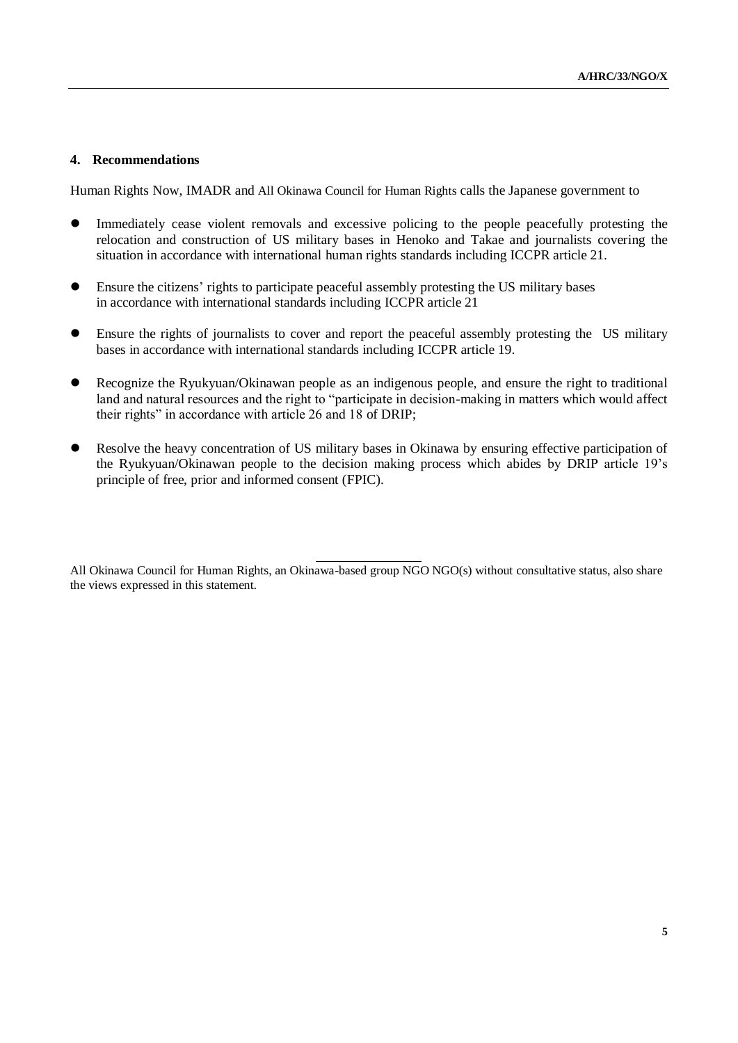## 4. Recommendations

Human Rights Now, IMADR and All Okinawa Council for Human Rights calls the Japanese government to

- Immediately cease violent removals and excessive policing to the people peacefully protesting the relocation and construction of US military bases in Henoko and Takae and journalists covering the situation in accordance with international human rights standards including ICCPR article 21.
- Ensure the citizens' rights to participate peaceful assembly protesting the US military bases in accordance with international standards including ICCPR article 21
- Ensure the rights of journalists to cover and report the peaceful assembly protesting the US military bases in accordance with international standards including ICCPR article 19.
- Recognize the Ryukyuan/Okinawan people as an indigenous people, and ensure the right to traditional land and natural resources and the right to "participate in decision-making in matters which would affect their rights" in accordance with article 26 and 18 of DRIP;
- Resolve the heavy concentration of US military bases in Okinawa by ensuring effective participation of the Ryukyuan/Okinawan people to the decision making process which abides by DRIP article 19's principle of free, prior and informed consent (FPIC).

---

All Okinawa Council for Human Rights, an Okinawa-based group NGO NGO(s) without consultative status, also share the views expressed in this statement.